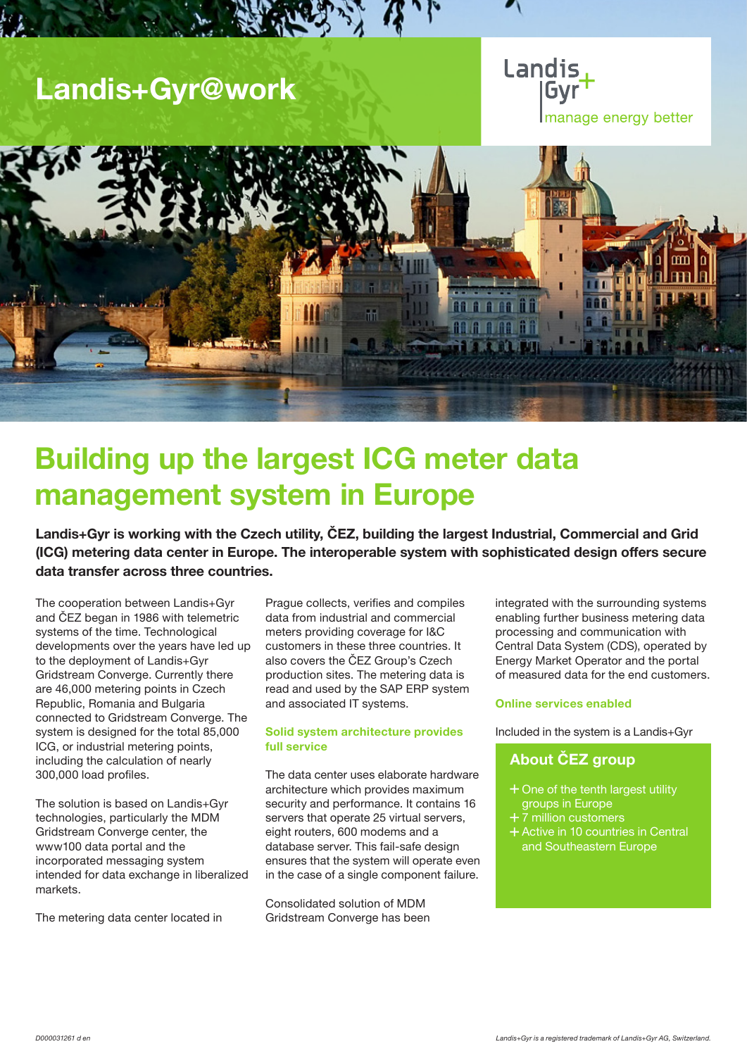# Landis+Gyr@work

Landis+Gyr
manage energy better

## Building up the largest ICG meter data management system in Europe

**Landis+Gyr is working with the Czech utility, ČEZ, building the largest Industrial, Commercial and Grid (ICG) metering data center in Europe. The interoperable system with sophisticated design offers secure data transfer across three countries.**

The cooperation between Landis+Gyr and ČEZ began in 1986 with telemetric systems of the time. Technological developments over the years have led up to the deployment of Landis+Gyr Gridstream Converge. Currently there are 46,000 metering points in Czech Republic, Romania and Bulgaria connected to Gridstream Converge. The system is designed for the total 85,000 ICG, or industrial metering points, including the calculation of nearly 300,000 load profiles.

The solution is based on Landis+Gyr technologies, particularly the MDM Gridstream Converge center, the www100 data portal and the incorporated messaging system intended for data exchange in liberalized markets.

The metering data center located in Prague collects, verifies and compiles data from industrial and commercial meters providing coverage for I&C customers in these three countries. It also covers the ČEZ Group's Czech production sites. The metering data is read and used by the SAP ERP system and associated IT systems.

### Solid system architecture provides full service

The data center uses elaborate hardware architecture which provides maximum security and performance. It contains 16 servers that operate 25 virtual servers, eight routers, 600 modems and a database server. This fail-safe design ensures that the system will operate even in the case of a single component failure.

Consolidated solution of MDM Gridstream Converge has been integrated with the surrounding systems enabling further business metering data processing and communication with Central Data System (CDS), operated by Energy Market Operator and the portal of measured data for the end customers.

### Online services enabled

Included in the system is a Landis+Gyr

### About ČEZ group

- One of the tenth largest utility groups in Europe
- 7 million customers
- Active in 10 countries in Central and Southeastern Europe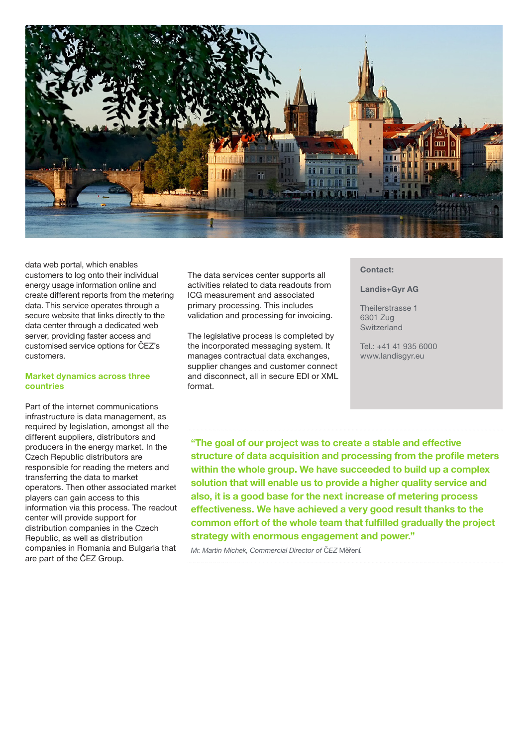data web portal, which enables customers to log onto their individual energy usage information online and create different reports from the metering data. This service operates through a secure website that links directly to the data center through a dedicated web server, providing faster access and customised service options for ČEZ's customers.

### Market dynamics across three countries

Part of the internet communications infrastructure is data management, as required by legislation, amongst all the different suppliers, distributors and producers in the energy market. In the Czech Republic distributors are responsible for reading the meters and transferring the data to market operators. Then other associated market players can gain access to this information via this process. The readout center will provide support for distribution companies in the Czech Republic, as well as distribution companies in Romania and Bulgaria that are part of the ČEZ Group.

The data services center supports all activities related to data readouts from ICG measurement and associated primary processing. This includes validation and processing for invoicing.

The legislative process is completed by the incorporated messaging system. It manages contractual data exchanges, supplier changes and customer connect and disconnect, all in secure EDI or XML format.

**"The goal of our project was to create a stable and effective structure of data acquisition and processing from the profile meters within the whole group. We have succeeded to build up a complex solution that will enable us to provide a higher quality service and also, it is a good base for the next increase of metering process effectiveness. We have achieved a very good result thanks to the common effort of the whole team that fulfilled gradually the project strategy with enormous engagement and power."**

*Mr. Martin Michek, Commercial Director of ČEZ Měření.*

**Contact:**

**Landis+Gyr AG**

Theilerstrasse 1
6301 Zug
Switzerland

Tel.: +41 41 935 6000
www.landisgyr.eu